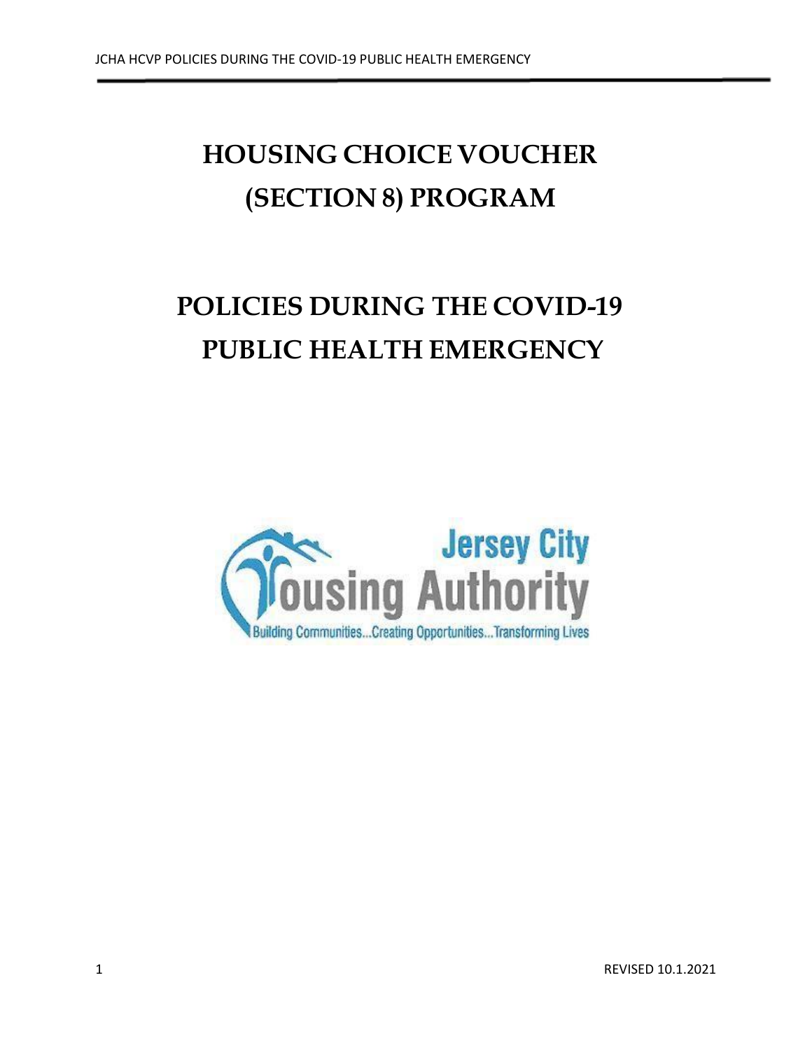# HOUSING CHOICE VOUCHER (SECTION 8) PROGRAM

# POLICIES DURING THE COVID-19 PUBLIC HEALTH EMERGENCY

Jersey City Housing Authority

Building Communities...Creating Opportunities...Transforming Lives

REVISED 10.1.2021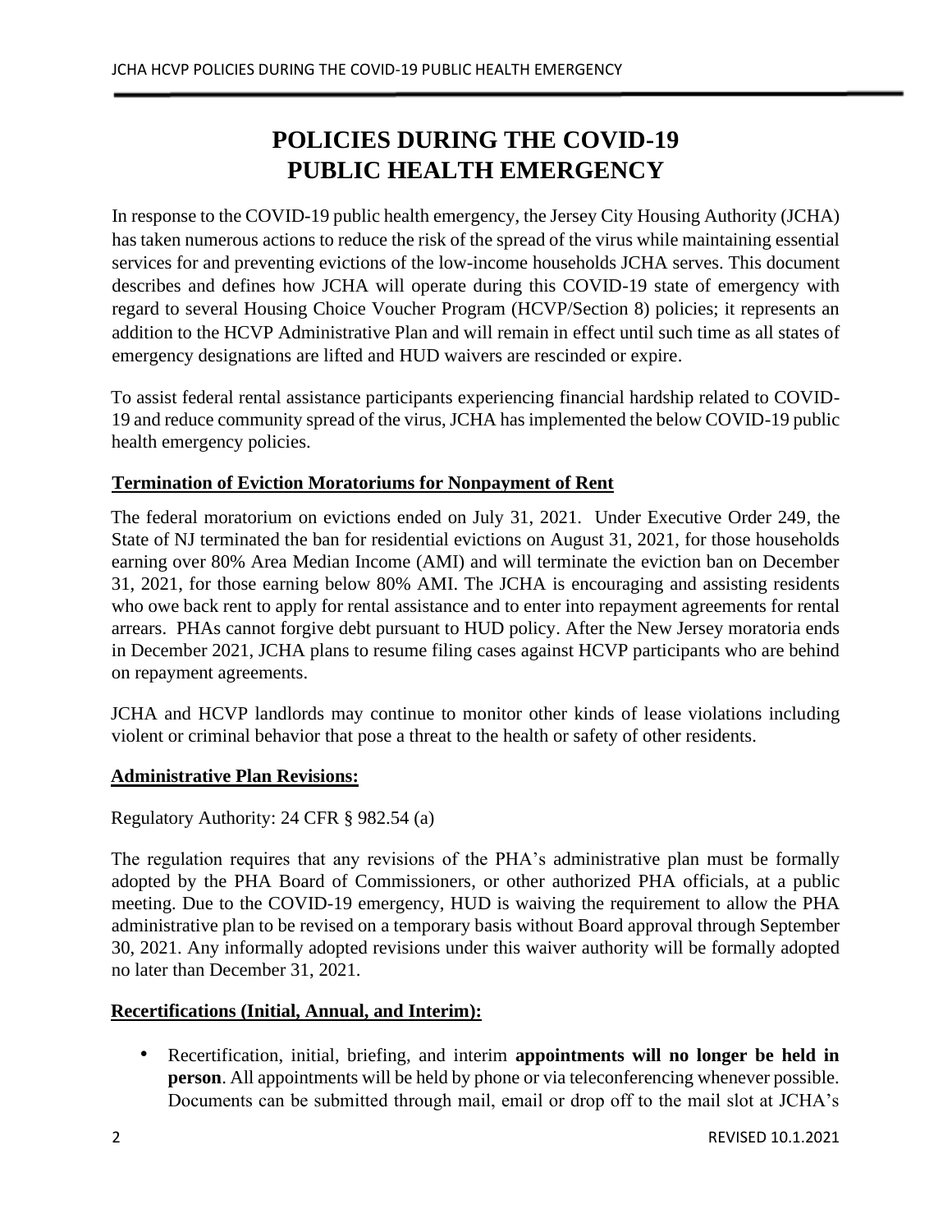# POLICIES DURING THE COVID-19 PUBLIC HEALTH EMERGENCY

In response to the COVID-19 public health emergency, the Jersey City Housing Authority (JCHA) has taken numerous actions to reduce the risk of the spread of the virus while maintaining essential services for and preventing evictions of the low-income households JCHA serves. This document describes and defines how JCHA will operate during this COVID-19 state of emergency with regard to several Housing Choice Voucher Program (HCVP/Section 8) policies; it represents an addition to the HCVP Administrative Plan and will remain in effect until such time as all states of emergency designations are lifted and HUD waivers are rescinded or expire.

To assist federal rental assistance participants experiencing financial hardship related to COVID-19 and reduce community spread of the virus, JCHA has implemented the below COVID-19 public health emergency policies.

## Termination of Eviction Moratoriums for Nonpayment of Rent

The federal moratorium on evictions ended on July 31, 2021. Under Executive Order 249, the State of NJ terminated the ban for residential evictions on August 31, 2021, for those households earning over 80% Area Median Income (AMI) and will terminate the eviction ban on December 31, 2021, for those earning below 80% AMI. The JCHA is encouraging and assisting residents who owe back rent to apply for rental assistance and to enter into repayment agreements for rental arrears. PHAs cannot forgive debt pursuant to HUD policy. After the New Jersey moratoria ends in December 2021, JCHA plans to resume filing cases against HCVP participants who are behind on repayment agreements.

JCHA and HCVP landlords may continue to monitor other kinds of lease violations including violent or criminal behavior that pose a threat to the health or safety of other residents.

## Administrative Plan Revisions:

Regulatory Authority: 24 CFR § 982.54 (a)

The regulation requires that any revisions of the PHA's administrative plan must be formally adopted by the PHA Board of Commissioners, or other authorized PHA officials, at a public meeting. Due to the COVID-19 emergency, HUD is waiving the requirement to allow the PHA administrative plan to be revised on a temporary basis without Board approval through September 30, 2021. Any informally adopted revisions under this waiver authority will be formally adopted no later than December 31, 2021.

## Recertifications (Initial, Annual, and Interim):

- Recertification, initial, briefing, and interim **appointments will no longer be held in person**. All appointments will be held by phone or via teleconferencing whenever possible. Documents can be submitted through mail, email or drop off to the mail slot at JCHA's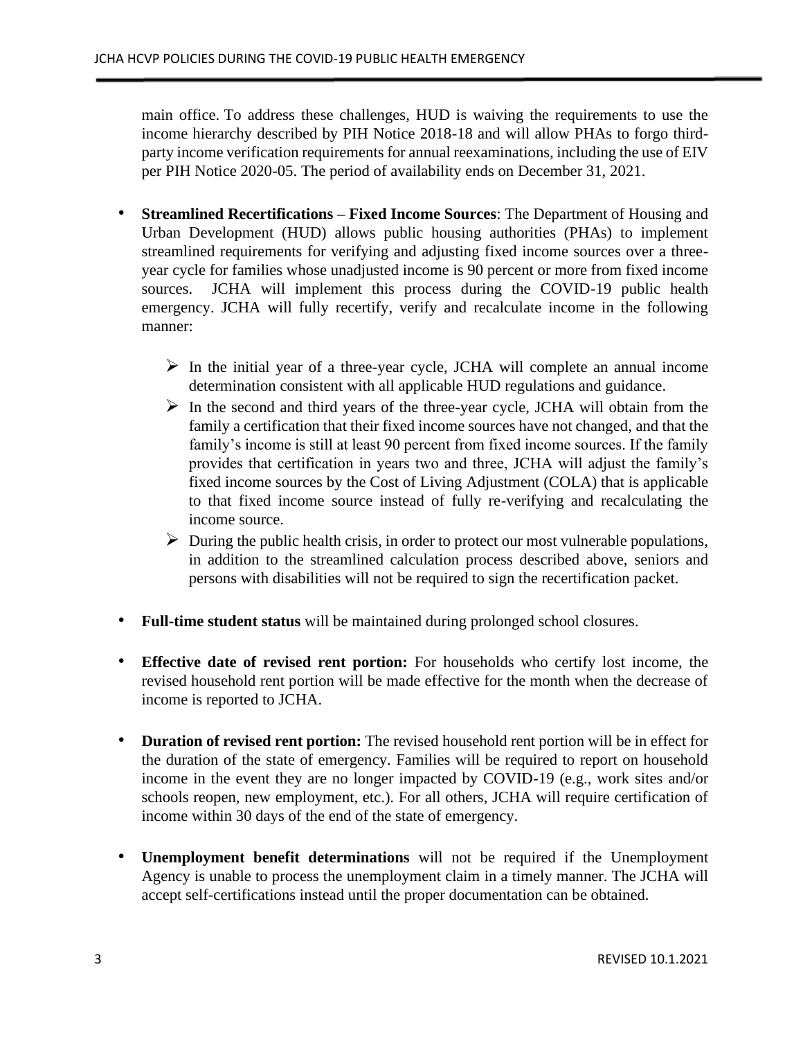main office. To address these challenges, HUD is waiving the requirements to use the income hierarchy described by PIH Notice 2018-18 and will allow PHAs to forgo third-party income verification requirements for annual reexaminations, including the use of EIV per PIH Notice 2020-05. The period of availability ends on December 31, 2021.

- **Streamlined Recertifications – Fixed Income Sources**: The Department of Housing and Urban Development (HUD) allows public housing authorities (PHAs) to implement streamlined requirements for verifying and adjusting fixed income sources over a three-year cycle for families whose unadjusted income is 90 percent or more from fixed income sources. JCHA will implement this process during the COVID-19 public health emergency. JCHA will fully recertify, verify and recalculate income in the following manner:
  - In the initial year of a three-year cycle, JCHA will complete an annual income determination consistent with all applicable HUD regulations and guidance.
  - In the second and third years of the three-year cycle, JCHA will obtain from the family a certification that their fixed income sources have not changed, and that the family's income is still at least 90 percent from fixed income sources. If the family provides that certification in years two and three, JCHA will adjust the family's fixed income sources by the Cost of Living Adjustment (COLA) that is applicable to that fixed income source instead of fully re-verifying and recalculating the income source.
  - During the public health crisis, in order to protect our most vulnerable populations, in addition to the streamlined calculation process described above, seniors and persons with disabilities will not be required to sign the recertification packet.

- **Full-time student status** will be maintained during prolonged school closures.

- **Effective date of revised rent portion:** For households who certify lost income, the revised household rent portion will be made effective for the month when the decrease of income is reported to JCHA.

- **Duration of revised rent portion:** The revised household rent portion will be in effect for the duration of the state of emergency. Families will be required to report on household income in the event they are no longer impacted by COVID-19 (e.g., work sites and/or schools reopen, new employment, etc.). For all others, JCHA will require certification of income within 30 days of the end of the state of emergency.

- **Unemployment benefit determinations** will not be required if the Unemployment Agency is unable to process the unemployment claim in a timely manner. The JCHA will accept self-certifications instead until the proper documentation can be obtained.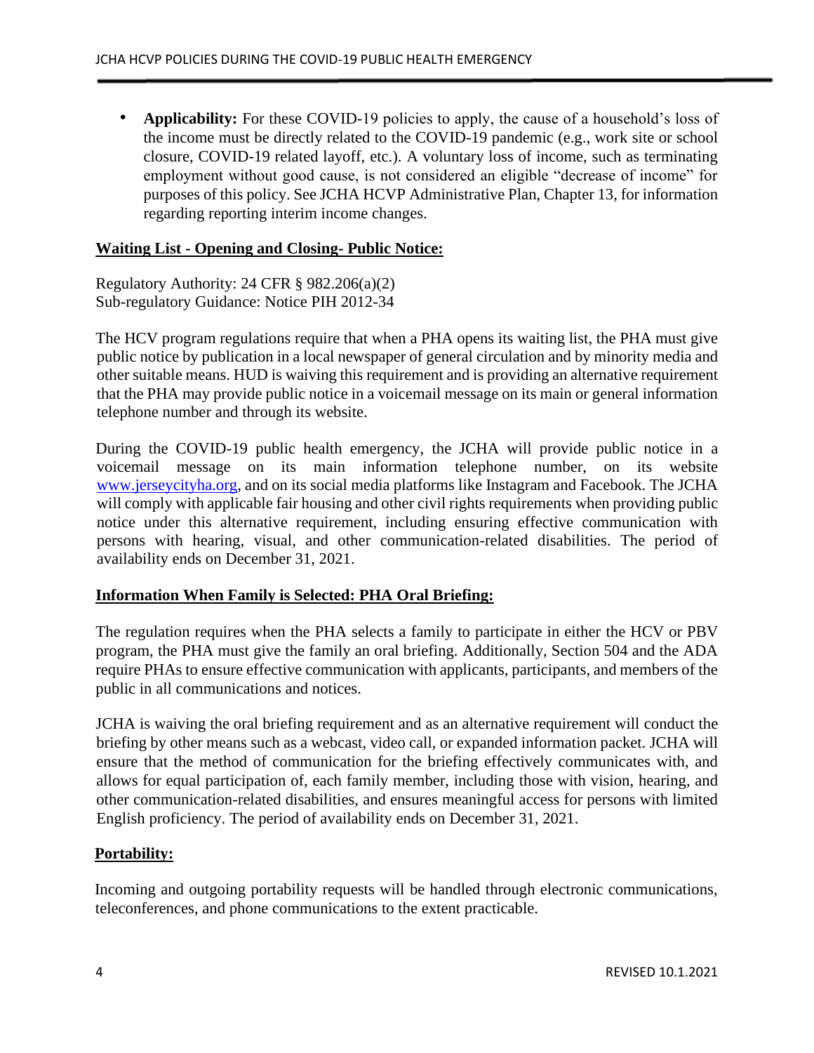- **Applicability:** For these COVID-19 policies to apply, the cause of a household's loss of the income must be directly related to the COVID-19 pandemic (e.g., work site or school closure, COVID-19 related layoff, etc.). A voluntary loss of income, such as terminating employment without good cause, is not considered an eligible "decrease of income" for purposes of this policy. See JCHA HCVP Administrative Plan, Chapter 13, for information regarding reporting interim income changes.

**Waiting List - Opening and Closing- Public Notice:**

Regulatory Authority: 24 CFR § 982.206(a)(2)
Sub-regulatory Guidance: Notice PIH 2012-34

The HCV program regulations require that when a PHA opens its waiting list, the PHA must give public notice by publication in a local newspaper of general circulation and by minority media and other suitable means. HUD is waiving this requirement and is providing an alternative requirement that the PHA may provide public notice in a voicemail message on its main or general information telephone number and through its website.

During the COVID-19 public health emergency, the JCHA will provide public notice in a voicemail message on its main information telephone number, on its website [www.jerseycityha.org](http://www.jerseycityha.org), and on its social media platforms like Instagram and Facebook. The JCHA will comply with applicable fair housing and other civil rights requirements when providing public notice under this alternative requirement, including ensuring effective communication with persons with hearing, visual, and other communication-related disabilities. The period of availability ends on December 31, 2021.

**Information When Family is Selected: PHA Oral Briefing:**

The regulation requires when the PHA selects a family to participate in either the HCV or PBV program, the PHA must give the family an oral briefing. Additionally, Section 504 and the ADA require PHAs to ensure effective communication with applicants, participants, and members of the public in all communications and notices.

JCHA is waiving the oral briefing requirement and as an alternative requirement will conduct the briefing by other means such as a webcast, video call, or expanded information packet. JCHA will ensure that the method of communication for the briefing effectively communicates with, and allows for equal participation of, each family member, including those with vision, hearing, and other communication-related disabilities, and ensures meaningful access for persons with limited English proficiency. The period of availability ends on December 31, 2021.

**Portability:**

Incoming and outgoing portability requests will be handled through electronic communications, teleconferences, and phone communications to the extent practicable.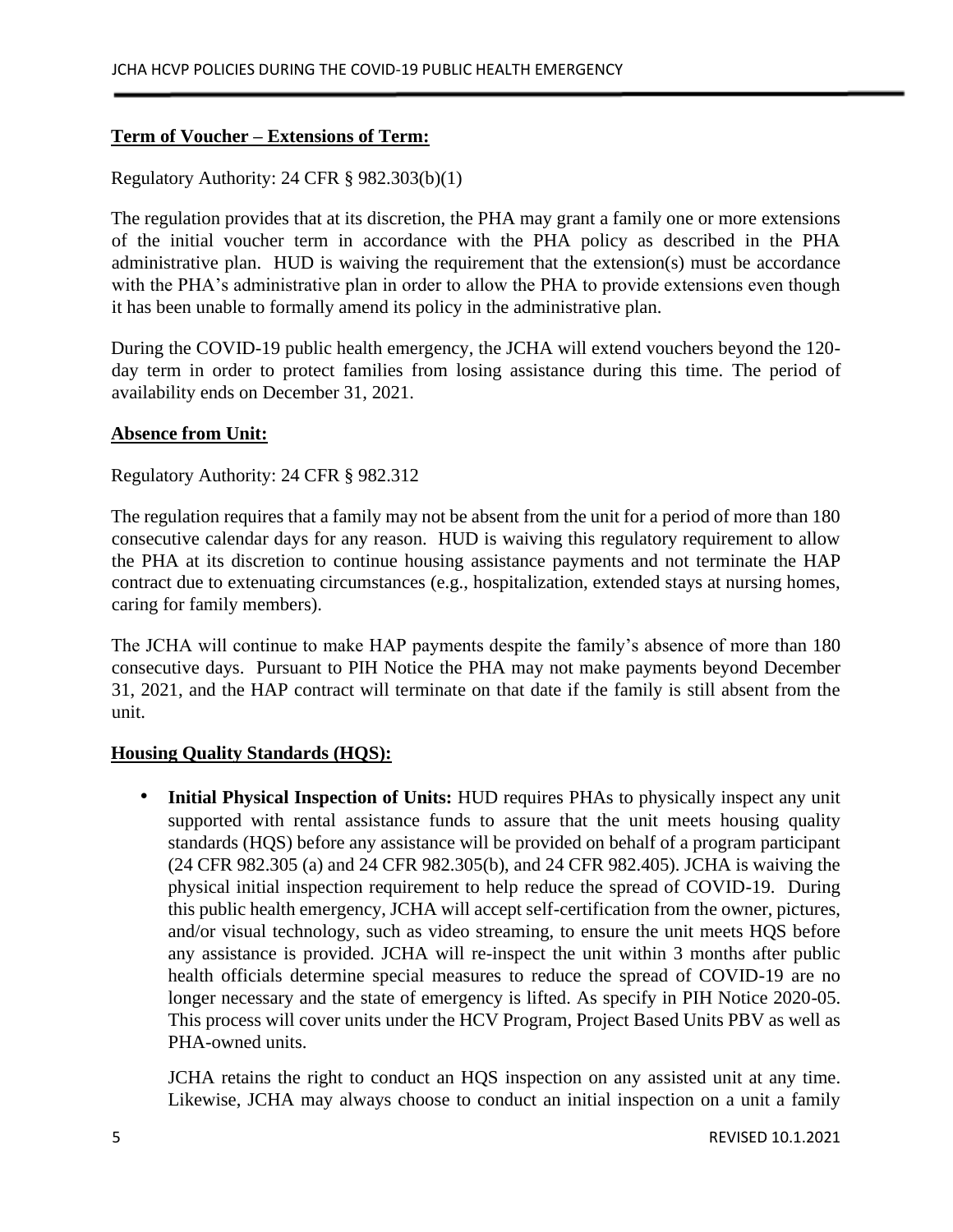**Term of Voucher – Extensions of Term:**

Regulatory Authority: 24 CFR § 982.303(b)(1)

The regulation provides that at its discretion, the PHA may grant a family one or more extensions of the initial voucher term in accordance with the PHA policy as described in the PHA administrative plan. HUD is waiving the requirement that the extension(s) must be accordance with the PHA's administrative plan in order to allow the PHA to provide extensions even though it has been unable to formally amend its policy in the administrative plan.

During the COVID-19 public health emergency, the JCHA will extend vouchers beyond the 120-day term in order to protect families from losing assistance during this time. The period of availability ends on December 31, 2021.

**Absence from Unit:**

Regulatory Authority: 24 CFR § 982.312

The regulation requires that a family may not be absent from the unit for a period of more than 180 consecutive calendar days for any reason. HUD is waiving this regulatory requirement to allow the PHA at its discretion to continue housing assistance payments and not terminate the HAP contract due to extenuating circumstances (e.g., hospitalization, extended stays at nursing homes, caring for family members).

The JCHA will continue to make HAP payments despite the family's absence of more than 180 consecutive days. Pursuant to PIH Notice the PHA may not make payments beyond December 31, 2021, and the HAP contract will terminate on that date if the family is still absent from the unit.

**Housing Quality Standards (HQS):**

- **Initial Physical Inspection of Units:** HUD requires PHAs to physically inspect any unit supported with rental assistance funds to assure that the unit meets housing quality standards (HQS) before any assistance will be provided on behalf of a program participant (24 CFR 982.305 (a) and 24 CFR 982.305(b), and 24 CFR 982.405). JCHA is waiving the physical initial inspection requirement to help reduce the spread of COVID-19. During this public health emergency, JCHA will accept self-certification from the owner, pictures, and/or visual technology, such as video streaming, to ensure the unit meets HQS before any assistance is provided. JCHA will re-inspect the unit within 3 months after public health officials determine special measures to reduce the spread of COVID-19 are no longer necessary and the state of emergency is lifted. As specify in PIH Notice 2020-05. This process will cover units under the HCV Program, Project Based Units PBV as well as PHA-owned units.

  JCHA retains the right to conduct an HQS inspection on any assisted unit at any time. Likewise, JCHA may always choose to conduct an initial inspection on a unit a family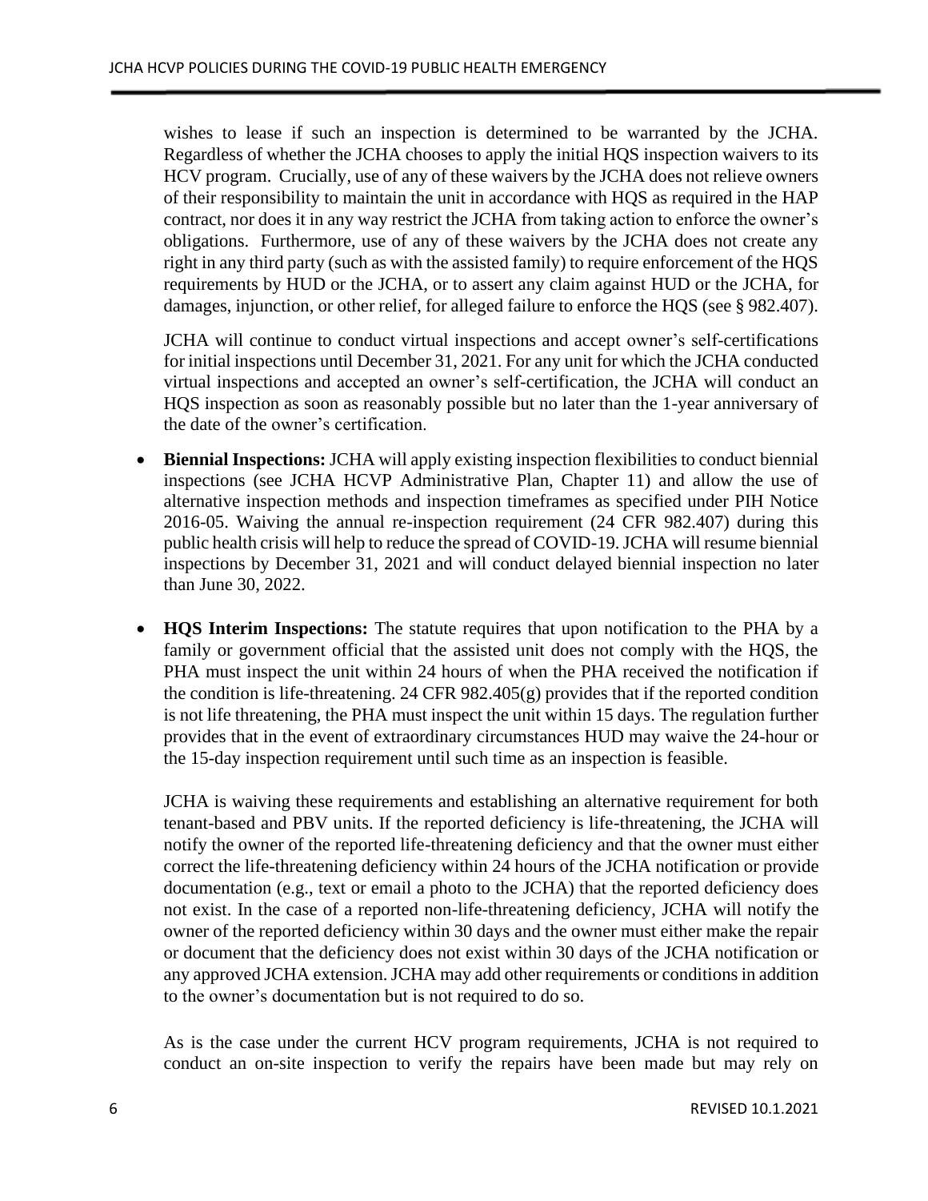wishes to lease if such an inspection is determined to be warranted by the JCHA. Regardless of whether the JCHA chooses to apply the initial HQS inspection waivers to its HCV program. Crucially, use of any of these waivers by the JCHA does not relieve owners of their responsibility to maintain the unit in accordance with HQS as required in the HAP contract, nor does it in any way restrict the JCHA from taking action to enforce the owner's obligations. Furthermore, use of any of these waivers by the JCHA does not create any right in any third party (such as with the assisted family) to require enforcement of the HQS requirements by HUD or the JCHA, or to assert any claim against HUD or the JCHA, for damages, injunction, or other relief, for alleged failure to enforce the HQS (see § 982.407).

JCHA will continue to conduct virtual inspections and accept owner's self-certifications for initial inspections until December 31, 2021. For any unit for which the JCHA conducted virtual inspections and accepted an owner's self-certification, the JCHA will conduct an HQS inspection as soon as reasonably possible but no later than the 1-year anniversary of the date of the owner's certification.

- **Biennial Inspections:** JCHA will apply existing inspection flexibilities to conduct biennial inspections (see JCHA HCVP Administrative Plan, Chapter 11) and allow the use of alternative inspection methods and inspection timeframes as specified under PIH Notice 2016-05. Waiving the annual re-inspection requirement (24 CFR 982.407) during this public health crisis will help to reduce the spread of COVID-19. JCHA will resume biennial inspections by December 31, 2021 and will conduct delayed biennial inspection no later than June 30, 2022.

- **HQS Interim Inspections:** The statute requires that upon notification to the PHA by a family or government official that the assisted unit does not comply with the HQS, the PHA must inspect the unit within 24 hours of when the PHA received the notification if the condition is life-threatening. 24 CFR 982.405(g) provides that if the reported condition is not life threatening, the PHA must inspect the unit within 15 days. The regulation further provides that in the event of extraordinary circumstances HUD may waive the 24-hour or the 15-day inspection requirement until such time as an inspection is feasible.

  JCHA is waiving these requirements and establishing an alternative requirement for both tenant-based and PBV units. If the reported deficiency is life-threatening, the JCHA will notify the owner of the reported life-threatening deficiency and that the owner must either correct the life-threatening deficiency within 24 hours of the JCHA notification or provide documentation (e.g., text or email a photo to the JCHA) that the reported deficiency does not exist. In the case of a reported non-life-threatening deficiency, JCHA will notify the owner of the reported deficiency within 30 days and the owner must either make the repair or document that the deficiency does not exist within 30 days of the JCHA notification or any approved JCHA extension. JCHA may add other requirements or conditions in addition to the owner's documentation but is not required to do so.

  As is the case under the current HCV program requirements, JCHA is not required to conduct an on-site inspection to verify the repairs have been made but may rely on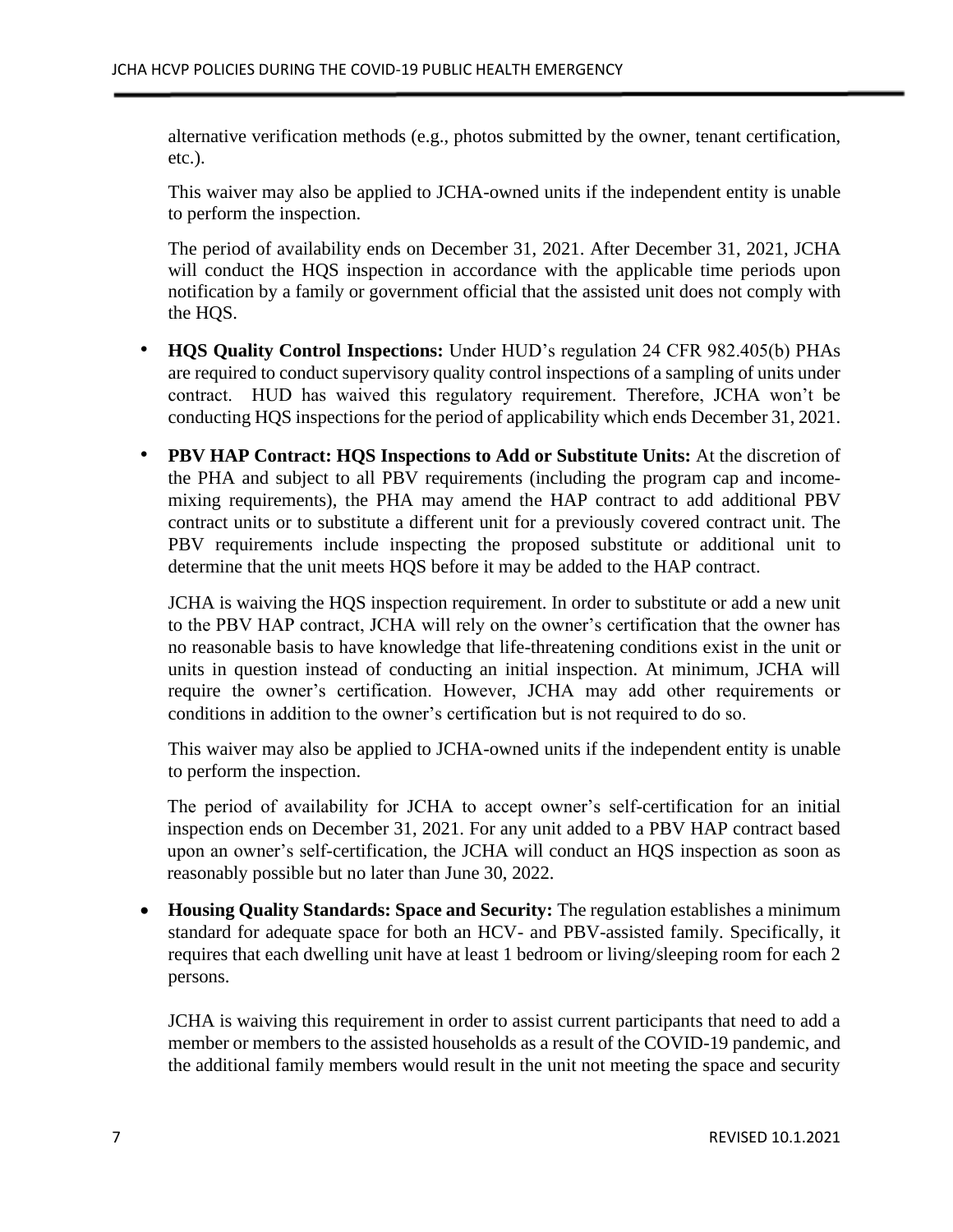alternative verification methods (e.g., photos submitted by the owner, tenant certification, etc.).

This waiver may also be applied to JCHA-owned units if the independent entity is unable to perform the inspection.

The period of availability ends on December 31, 2021. After December 31, 2021, JCHA will conduct the HQS inspection in accordance with the applicable time periods upon notification by a family or government official that the assisted unit does not comply with the HQS.

- **HQS Quality Control Inspections:** Under HUD's regulation 24 CFR 982.405(b) PHAs are required to conduct supervisory quality control inspections of a sampling of units under contract. HUD has waived this regulatory requirement. Therefore, JCHA won't be conducting HQS inspections for the period of applicability which ends December 31, 2021.

- **PBV HAP Contract: HQS Inspections to Add or Substitute Units:** At the discretion of the PHA and subject to all PBV requirements (including the program cap and income-mixing requirements), the PHA may amend the HAP contract to add additional PBV contract units or to substitute a different unit for a previously covered contract unit. The PBV requirements include inspecting the proposed substitute or additional unit to determine that the unit meets HQS before it may be added to the HAP contract.

  JCHA is waiving the HQS inspection requirement. In order to substitute or add a new unit to the PBV HAP contract, JCHA will rely on the owner's certification that the owner has no reasonable basis to have knowledge that life-threatening conditions exist in the unit or units in question instead of conducting an initial inspection. At minimum, JCHA will require the owner's certification. However, JCHA may add other requirements or conditions in addition to the owner's certification but is not required to do so.

  This waiver may also be applied to JCHA-owned units if the independent entity is unable to perform the inspection.

  The period of availability for JCHA to accept owner's self-certification for an initial inspection ends on December 31, 2021. For any unit added to a PBV HAP contract based upon an owner's self-certification, the JCHA will conduct an HQS inspection as soon as reasonably possible but no later than June 30, 2022.

- **Housing Quality Standards: Space and Security:** The regulation establishes a minimum standard for adequate space for both an HCV- and PBV-assisted family. Specifically, it requires that each dwelling unit have at least 1 bedroom or living/sleeping room for each 2 persons.

  JCHA is waiving this requirement in order to assist current participants that need to add a member or members to the assisted households as a result of the COVID-19 pandemic, and the additional family members would result in the unit not meeting the space and security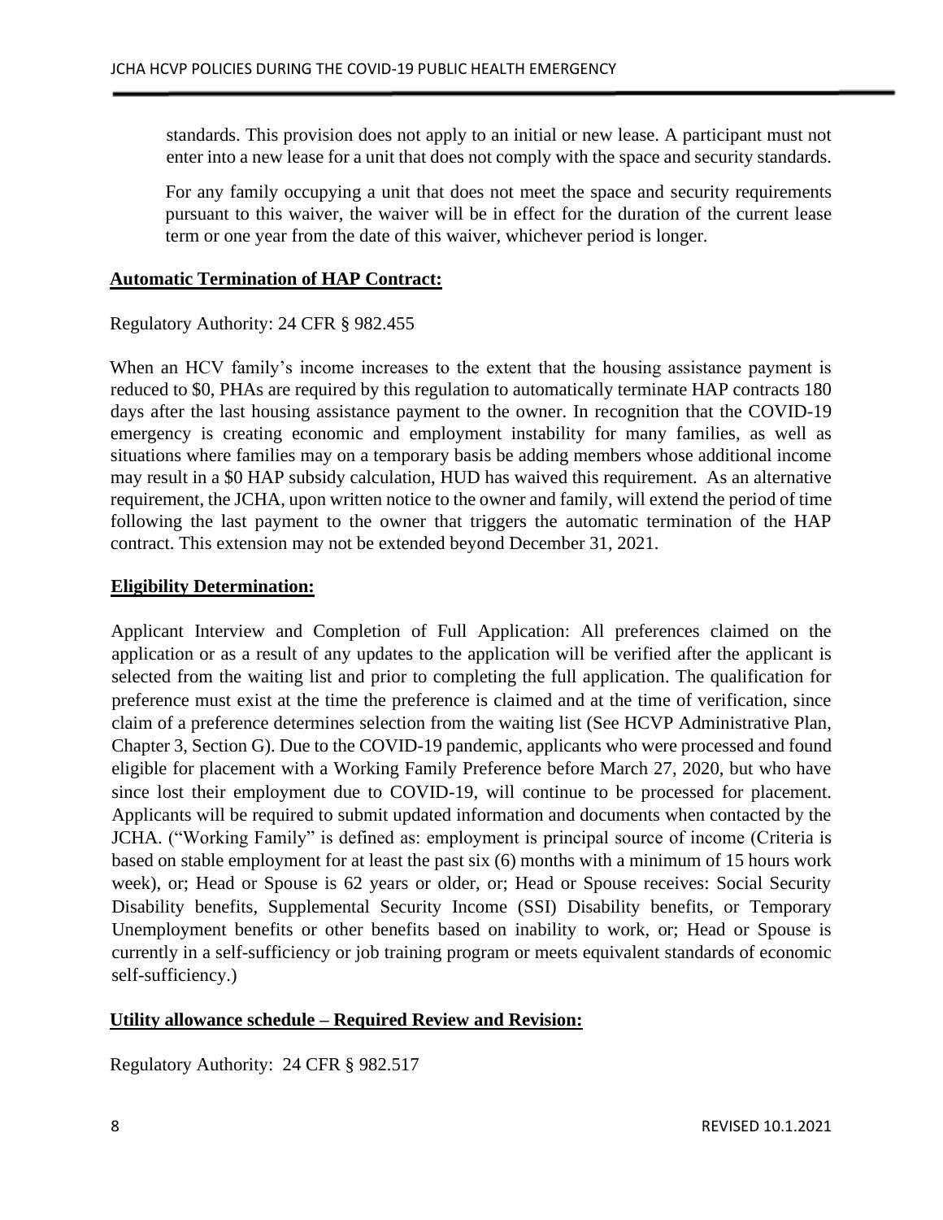standards. This provision does not apply to an initial or new lease. A participant must not enter into a new lease for a unit that does not comply with the space and security standards.

For any family occupying a unit that does not meet the space and security requirements pursuant to this waiver, the waiver will be in effect for the duration of the current lease term or one year from the date of this waiver, whichever period is longer.

**Automatic Termination of HAP Contract:**

Regulatory Authority: 24 CFR § 982.455

When an HCV family's income increases to the extent that the housing assistance payment is reduced to $0, PHAs are required by this regulation to automatically terminate HAP contracts 180 days after the last housing assistance payment to the owner. In recognition that the COVID-19 emergency is creating economic and employment instability for many families, as well as situations where families may on a temporary basis be adding members whose additional income may result in a $0 HAP subsidy calculation, HUD has waived this requirement. As an alternative requirement, the JCHA, upon written notice to the owner and family, will extend the period of time following the last payment to the owner that triggers the automatic termination of the HAP contract. This extension may not be extended beyond December 31, 2021.

**Eligibility Determination:**

Applicant Interview and Completion of Full Application: All preferences claimed on the application or as a result of any updates to the application will be verified after the applicant is selected from the waiting list and prior to completing the full application. The qualification for preference must exist at the time the preference is claimed and at the time of verification, since claim of a preference determines selection from the waiting list (See HCVP Administrative Plan, Chapter 3, Section G). Due to the COVID-19 pandemic, applicants who were processed and found eligible for placement with a Working Family Preference before March 27, 2020, but who have since lost their employment due to COVID-19, will continue to be processed for placement. Applicants will be required to submit updated information and documents when contacted by the JCHA. ("Working Family" is defined as: employment is principal source of income (Criteria is based on stable employment for at least the past six (6) months with a minimum of 15 hours work week), or; Head or Spouse is 62 years or older, or; Head or Spouse receives: Social Security Disability benefits, Supplemental Security Income (SSI) Disability benefits, or Temporary Unemployment benefits or other benefits based on inability to work, or; Head or Spouse is currently in a self-sufficiency or job training program or meets equivalent standards of economic self-sufficiency.)

**Utility allowance schedule – Required Review and Revision:**

Regulatory Authority: 24 CFR § 982.517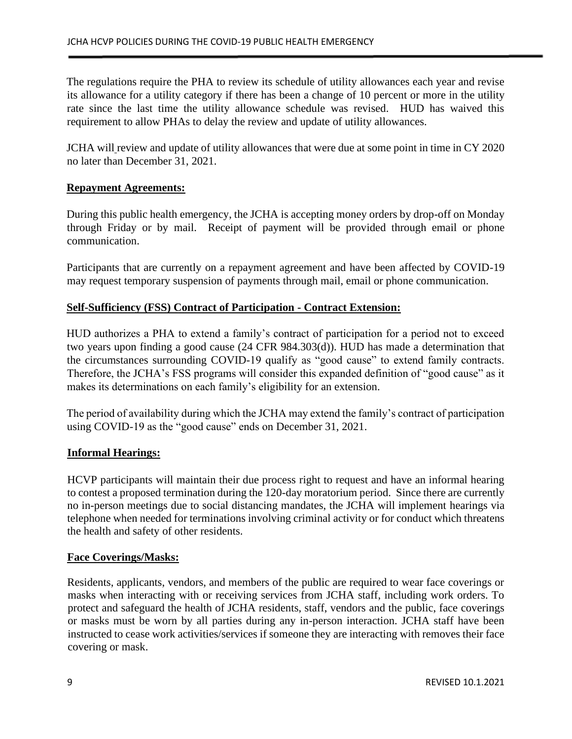The regulations require the PHA to review its schedule of utility allowances each year and revise its allowance for a utility category if there has been a change of 10 percent or more in the utility rate since the last time the utility allowance schedule was revised. HUD has waived this requirement to allow PHAs to delay the review and update of utility allowances.

JCHA will review and update of utility allowances that were due at some point in time in CY 2020 no later than December 31, 2021.

## **Repayment Agreements:**

During this public health emergency, the JCHA is accepting money orders by drop-off on Monday through Friday or by mail. Receipt of payment will be provided through email or phone communication.

Participants that are currently on a repayment agreement and have been affected by COVID-19 may request temporary suspension of payments through mail, email or phone communication.

## **Self-Sufficiency (FSS) Contract of Participation - Contract Extension:**

HUD authorizes a PHA to extend a family's contract of participation for a period not to exceed two years upon finding a good cause (24 CFR 984.303(d)). HUD has made a determination that the circumstances surrounding COVID-19 qualify as "good cause" to extend family contracts. Therefore, the JCHA's FSS programs will consider this expanded definition of "good cause" as it makes its determinations on each family's eligibility for an extension.

The period of availability during which the JCHA may extend the family's contract of participation using COVID-19 as the "good cause" ends on December 31, 2021.

## **Informal Hearings:**

HCVP participants will maintain their due process right to request and have an informal hearing to contest a proposed termination during the 120-day moratorium period. Since there are currently no in-person meetings due to social distancing mandates, the JCHA will implement hearings via telephone when needed for terminations involving criminal activity or for conduct which threatens the health and safety of other residents.

## **Face Coverings/Masks:**

Residents, applicants, vendors, and members of the public are required to wear face coverings or masks when interacting with or receiving services from JCHA staff, including work orders. To protect and safeguard the health of JCHA residents, staff, vendors and the public, face coverings or masks must be worn by all parties during any in-person interaction. JCHA staff have been instructed to cease work activities/services if someone they are interacting with removes their face covering or mask.